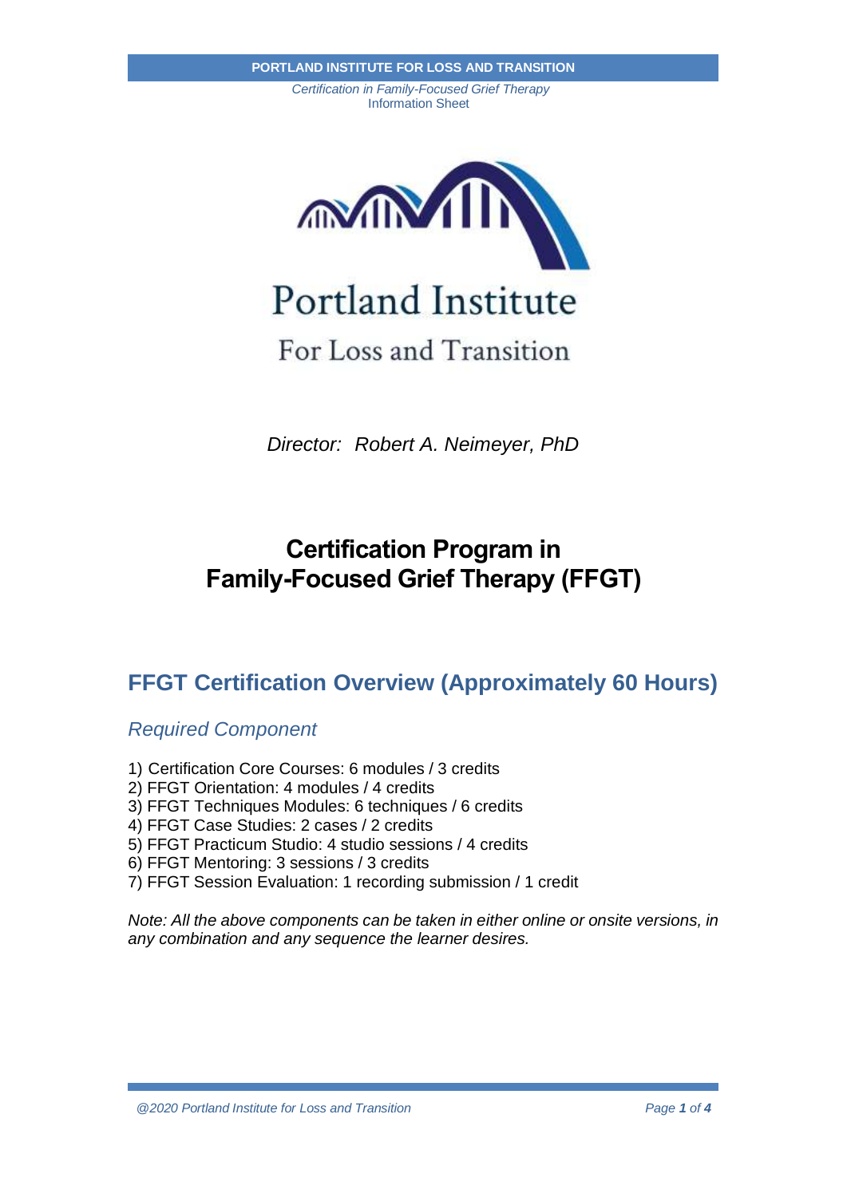Portland Institute

For Loss and Transition

*Director: Robert A. Neimeyer, PhD*

# Certification Program in Family-Focused Grief Therapy (FFGT)

## FFGT Certification Overview (Approximately 60 Hours)

### *Required Component*

1) Certification Core Courses: 6 modules / 3 credits
2) FFGT Orientation: 4 modules / 4 credits
3) FFGT Techniques Modules: 6 techniques / 6 credits
4) FFGT Case Studies: 2 cases / 2 credits
5) FFGT Practicum Studio: 4 studio sessions / 4 credits
6) FFGT Mentoring: 3 sessions / 3 credits
7) FFGT Session Evaluation: 1 recording submission / 1 credit

*Note: All the above components can be taken in either online or onsite versions, in any combination and any sequence the learner desires.*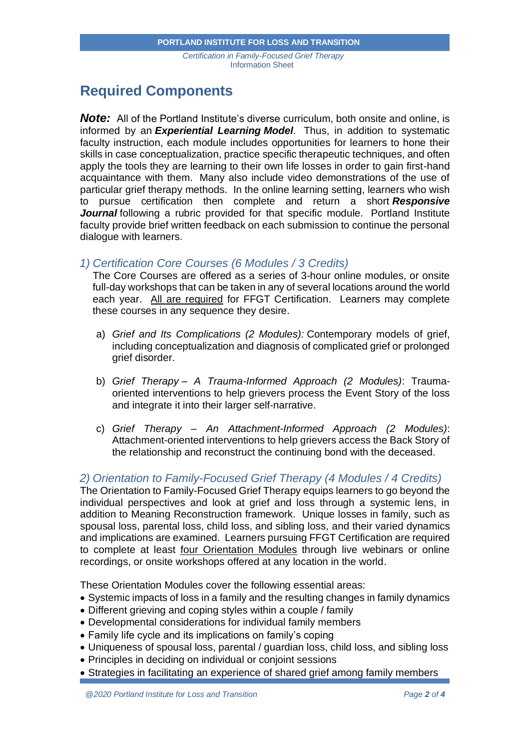## Required Components

***Note:*** All of the Portland Institute's diverse curriculum, both onsite and online, is informed by an ***Experiential Learning Model***. Thus, in addition to systematic faculty instruction, each module includes opportunities for learners to hone their skills in case conceptualization, practice specific therapeutic techniques, and often apply the tools they are learning to their own life losses in order to gain first-hand acquaintance with them. Many also include video demonstrations of the use of particular grief therapy methods. In the online learning setting, learners who wish to pursue certification then complete and return a short ***Responsive Journal*** following a rubric provided for that specific module. Portland Institute faculty provide brief written feedback on each submission to continue the personal dialogue with learners.

### *1) Certification Core Courses (6 Modules / 3 Credits)*

The Core Courses are offered as a series of 3-hour online modules, or onsite full-day workshops that can be taken in any of several locations around the world each year. <u>All are required</u> for FFGT Certification. Learners may complete these courses in any sequence they desire.

a) *Grief and Its Complications (2 Modules):* Contemporary models of grief, including conceptualization and diagnosis of complicated grief or prolonged grief disorder.

b) *Grief Therapy – A Trauma-Informed Approach (2 Modules)*: Trauma-oriented interventions to help grievers process the Event Story of the loss and integrate it into their larger self-narrative.

c) *Grief Therapy – An Attachment-Informed Approach (2 Modules)*: Attachment-oriented interventions to help grievers access the Back Story of the relationship and reconstruct the continuing bond with the deceased.

### *2) Orientation to Family-Focused Grief Therapy (4 Modules / 4 Credits)*

The Orientation to Family-Focused Grief Therapy equips learners to go beyond the individual perspectives and look at grief and loss through a systemic lens, in addition to Meaning Reconstruction framework. Unique losses in family, such as spousal loss, parental loss, child loss, and sibling loss, and their varied dynamics and implications are examined. Learners pursuing FFGT Certification are required to complete at least <u>four Orientation Modules</u> through live webinars or online recordings, or onsite workshops offered at any location in the world.

These Orientation Modules cover the following essential areas:

- Systemic impacts of loss in a family and the resulting changes in family dynamics
- Different grieving and coping styles within a couple / family
- Developmental considerations for individual family members
- Family life cycle and its implications on family's coping
- Uniqueness of spousal loss, parental / guardian loss, child loss, and sibling loss
- Principles in deciding on individual or conjoint sessions
- Strategies in facilitating an experience of shared grief among family members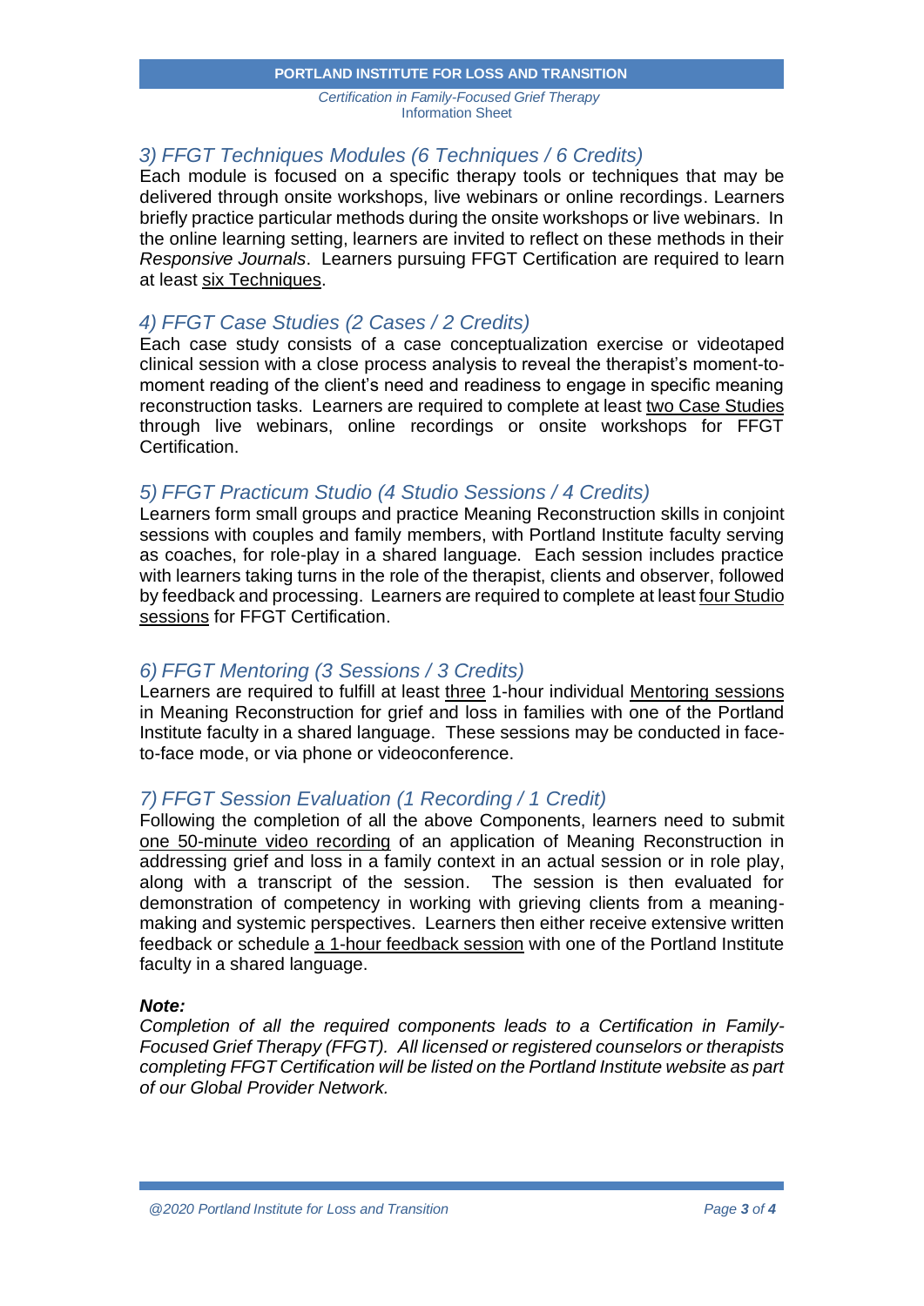### *3) FFGT Techniques Modules (6 Techniques / 6 Credits)*

Each module is focused on a specific therapy tools or techniques that may be delivered through onsite workshops, live webinars or online recordings. Learners briefly practice particular methods during the onsite workshops or live webinars. In the online learning setting, learners are invited to reflect on these methods in their *Responsive Journals*. Learners pursuing FFGT Certification are required to learn at least six Techniques.

### *4) FFGT Case Studies (2 Cases / 2 Credits)*

Each case study consists of a case conceptualization exercise or videotaped clinical session with a close process analysis to reveal the therapist's moment-to-moment reading of the client's need and readiness to engage in specific meaning reconstruction tasks. Learners are required to complete at least two Case Studies through live webinars, online recordings or onsite workshops for FFGT Certification.

### *5) FFGT Practicum Studio (4 Studio Sessions / 4 Credits)*

Learners form small groups and practice Meaning Reconstruction skills in conjoint sessions with couples and family members, with Portland Institute faculty serving as coaches, for role-play in a shared language. Each session includes practice with learners taking turns in the role of the therapist, clients and observer, followed by feedback and processing. Learners are required to complete at least four Studio sessions for FFGT Certification.

### *6) FFGT Mentoring (3 Sessions / 3 Credits)*

Learners are required to fulfill at least three 1-hour individual Mentoring sessions in Meaning Reconstruction for grief and loss in families with one of the Portland Institute faculty in a shared language. These sessions may be conducted in face-to-face mode, or via phone or videoconference.

### *7) FFGT Session Evaluation (1 Recording / 1 Credit)*

Following the completion of all the above Components, learners need to submit one 50-minute video recording of an application of Meaning Reconstruction in addressing grief and loss in a family context in an actual session or in role play, along with a transcript of the session. The session is then evaluated for demonstration of competency in working with grieving clients from a meaning-making and systemic perspectives. Learners then either receive extensive written feedback or schedule a 1-hour feedback session with one of the Portland Institute faculty in a shared language.

***Note:***

*Completion of all the required components leads to a Certification in Family-Focused Grief Therapy (FFGT). All licensed or registered counselors or therapists completing FFGT Certification will be listed on the Portland Institute website as part of our Global Provider Network.*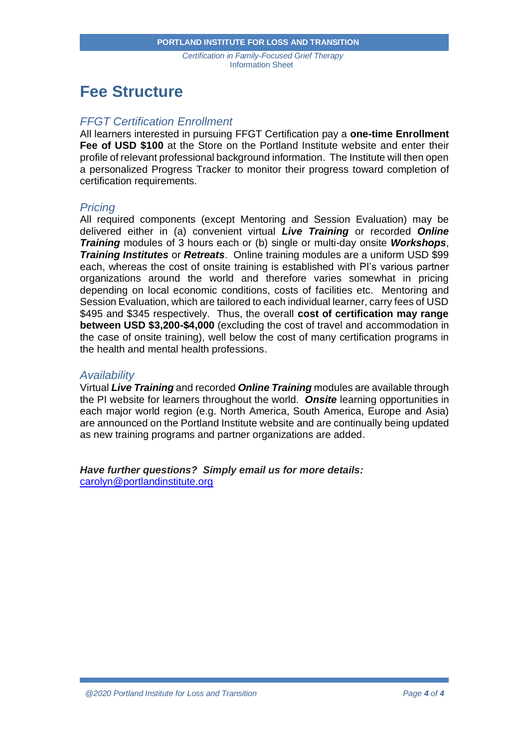# Fee Structure

## *FFGT Certification Enrollment*

All learners interested in pursuing FFGT Certification pay a **one-time Enrollment Fee of USD $100** at the Store on the Portland Institute website and enter their profile of relevant professional background information. The Institute will then open a personalized Progress Tracker to monitor their progress toward completion of certification requirements.

## *Pricing*

All required components (except Mentoring and Session Evaluation) may be delivered either in (a) convenient virtual ***Live Training*** or recorded ***Online Training*** modules of 3 hours each or (b) single or multi-day onsite ***Workshops***, ***Training Institutes*** or ***Retreats***. Online training modules are a uniform USD $99 each, whereas the cost of onsite training is established with PI's various partner organizations around the world and therefore varies somewhat in pricing depending on local economic conditions, costs of facilities etc. Mentoring and Session Evaluation, which are tailored to each individual learner, carry fees of USD $495 and $345 respectively. Thus, the overall **cost of certification may range between USD $3,200-$4,000** (excluding the cost of travel and accommodation in the case of onsite training), well below the cost of many certification programs in the health and mental health professions.

## *Availability*

Virtual ***Live Training*** and recorded ***Online Training*** modules are available through the PI website for learners throughout the world. ***Onsite*** learning opportunities in each major world region (e.g. North America, South America, Europe and Asia) are announced on the Portland Institute website and are continually being updated as new training programs and partner organizations are added.

***Have further questions? Simply email us for more details:***
carolyn@portlandinstitute.org